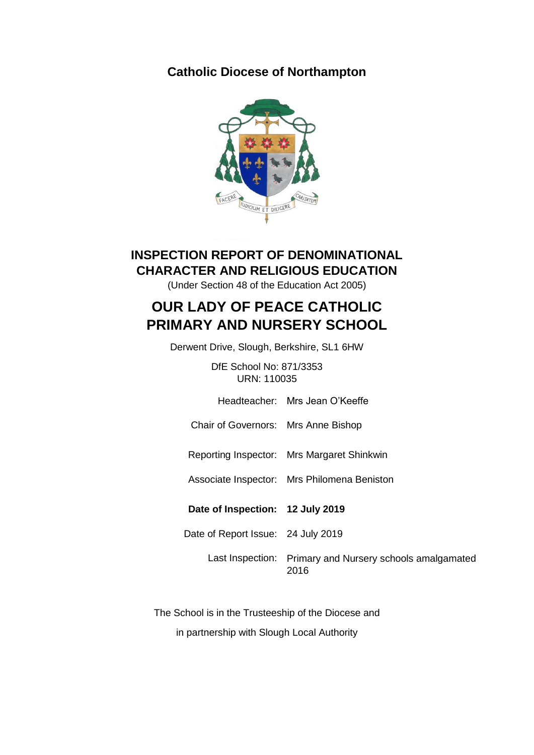## Catholic Diocese of Northampton

# INSPECTION REPORT OF DENOMINATIONAL CHARACTER AND RELIGIOUS EDUCATION

(Under Section 48 of the Education Act 2005)

# OUR LADY OF PEACE CATHOLIC PRIMARY AND NURSERY SCHOOL

Derwent Drive, Slough, Berkshire, SL1 6HW

DfE School No: 871/3353
URN: 110035

| | |
|---|---|
| Headteacher: | Mrs Jean O'Keeffe |
| Chair of Governors: | Mrs Anne Bishop |
| Reporting Inspector: | Mrs Margaret Shinkwin |
| Associate Inspector: | Mrs Philomena Beniston |
| **Date of Inspection:** | **12 July 2019** |
| Date of Report Issue: | 24 July 2019 |
| Last Inspection: | Primary and Nursery schools amalgamated 2016 |

The School is in the Trusteeship of the Diocese and

in partnership with Slough Local Authority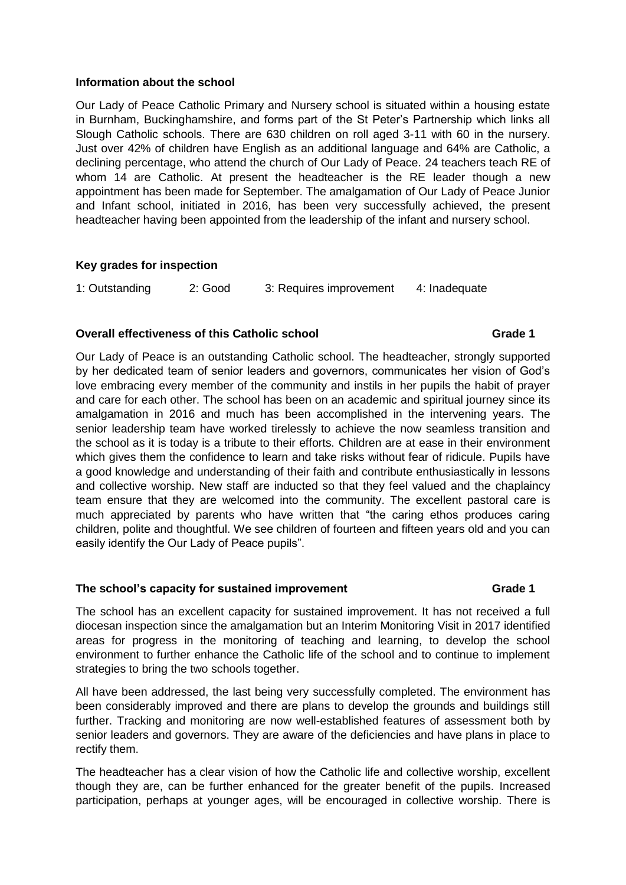**Information about the school**

Our Lady of Peace Catholic Primary and Nursery school is situated within a housing estate in Burnham, Buckinghamshire, and forms part of the St Peter's Partnership which links all Slough Catholic schools. There are 630 children on roll aged 3-11 with 60 in the nursery. Just over 42% of children have English as an additional language and 64% are Catholic, a declining percentage, who attend the church of Our Lady of Peace. 24 teachers teach RE of whom 14 are Catholic. At present the headteacher is the RE leader though a new appointment has been made for September. The amalgamation of Our Lady of Peace Junior and Infant school, initiated in 2016, has been very successfully achieved, the present headteacher having been appointed from the leadership of the infant and nursery school.

**Key grades for inspection**

1: Outstanding 2: Good 3: Requires improvement 4: Inadequate

**Overall effectiveness of this Catholic school Grade 1**

Our Lady of Peace is an outstanding Catholic school. The headteacher, strongly supported by her dedicated team of senior leaders and governors, communicates her vision of God's love embracing every member of the community and instils in her pupils the habit of prayer and care for each other. The school has been on an academic and spiritual journey since its amalgamation in 2016 and much has been accomplished in the intervening years. The senior leadership team have worked tirelessly to achieve the now seamless transition and the school as it is today is a tribute to their efforts. Children are at ease in their environment which gives them the confidence to learn and take risks without fear of ridicule. Pupils have a good knowledge and understanding of their faith and contribute enthusiastically in lessons and collective worship. New staff are inducted so that they feel valued and the chaplaincy team ensure that they are welcomed into the community. The excellent pastoral care is much appreciated by parents who have written that "the caring ethos produces caring children, polite and thoughtful. We see children of fourteen and fifteen years old and you can easily identify the Our Lady of Peace pupils".

**The school's capacity for sustained improvement Grade 1**

The school has an excellent capacity for sustained improvement. It has not received a full diocesan inspection since the amalgamation but an Interim Monitoring Visit in 2017 identified areas for progress in the monitoring of teaching and learning, to develop the school environment to further enhance the Catholic life of the school and to continue to implement strategies to bring the two schools together.

All have been addressed, the last being very successfully completed. The environment has been considerably improved and there are plans to develop the grounds and buildings still further. Tracking and monitoring are now well-established features of assessment both by senior leaders and governors. They are aware of the deficiencies and have plans in place to rectify them.

The headteacher has a clear vision of how the Catholic life and collective worship, excellent though they are, can be further enhanced for the greater benefit of the pupils. Increased participation, perhaps at younger ages, will be encouraged in collective worship. There is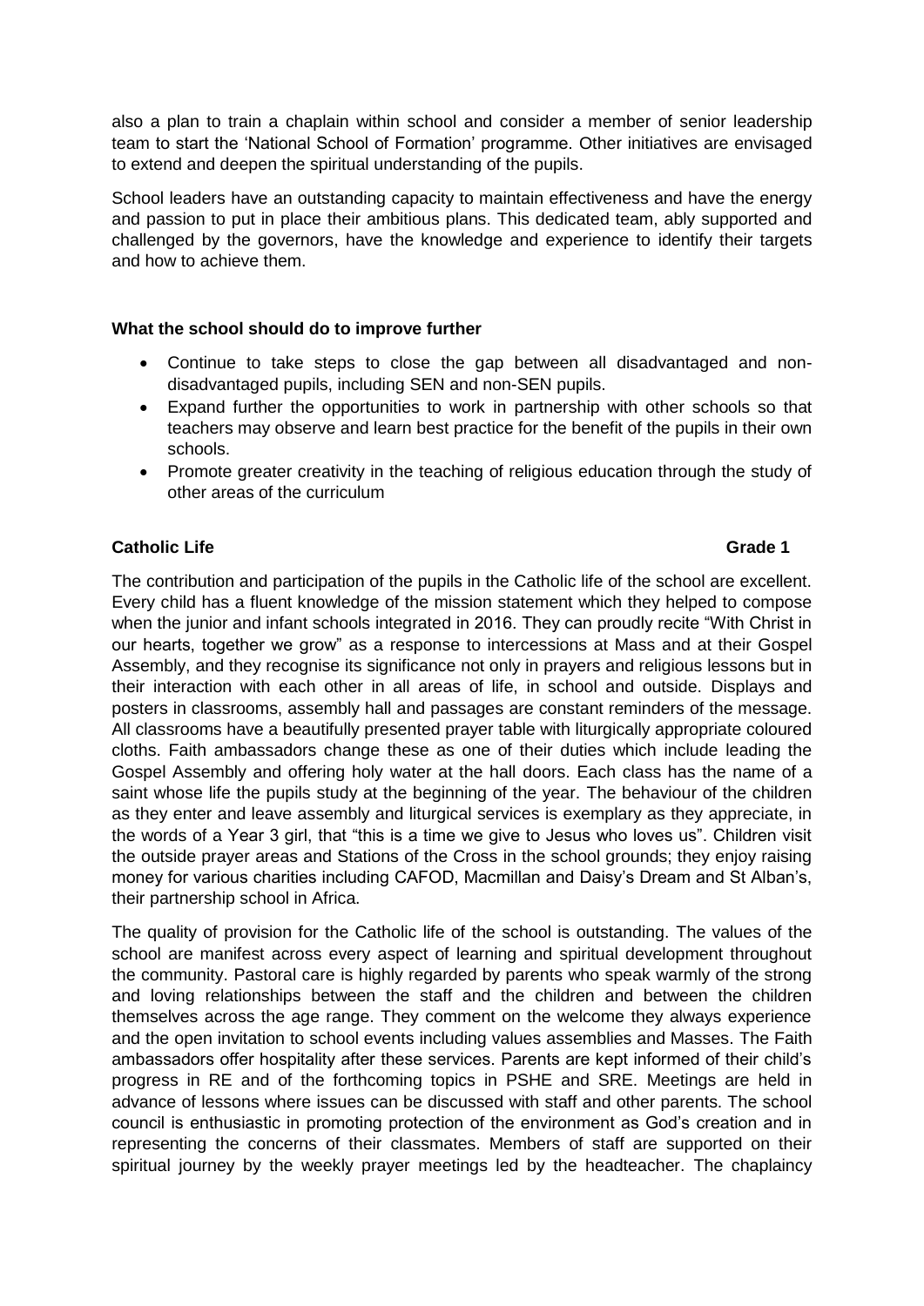also a plan to train a chaplain within school and consider a member of senior leadership team to start the 'National School of Formation' programme. Other initiatives are envisaged to extend and deepen the spiritual understanding of the pupils.

School leaders have an outstanding capacity to maintain effectiveness and have the energy and passion to put in place their ambitious plans. This dedicated team, ably supported and challenged by the governors, have the knowledge and experience to identify their targets and how to achieve them.

**What the school should do to improve further**

- Continue to take steps to close the gap between all disadvantaged and non-disadvantaged pupils, including SEN and non-SEN pupils.
- Expand further the opportunities to work in partnership with other schools so that teachers may observe and learn best practice for the benefit of the pupils in their own schools.
- Promote greater creativity in the teaching of religious education through the study of other areas of the curriculum

**Catholic Life** **Grade 1**

The contribution and participation of the pupils in the Catholic life of the school are excellent. Every child has a fluent knowledge of the mission statement which they helped to compose when the junior and infant schools integrated in 2016. They can proudly recite "With Christ in our hearts, together we grow" as a response to intercessions at Mass and at their Gospel Assembly, and they recognise its significance not only in prayers and religious lessons but in their interaction with each other in all areas of life, in school and outside. Displays and posters in classrooms, assembly hall and passages are constant reminders of the message. All classrooms have a beautifully presented prayer table with liturgically appropriate coloured cloths. Faith ambassadors change these as one of their duties which include leading the Gospel Assembly and offering holy water at the hall doors. Each class has the name of a saint whose life the pupils study at the beginning of the year. The behaviour of the children as they enter and leave assembly and liturgical services is exemplary as they appreciate, in the words of a Year 3 girl, that "this is a time we give to Jesus who loves us". Children visit the outside prayer areas and Stations of the Cross in the school grounds; they enjoy raising money for various charities including CAFOD, Macmillan and Daisy's Dream and St Alban's, their partnership school in Africa.

The quality of provision for the Catholic life of the school is outstanding. The values of the school are manifest across every aspect of learning and spiritual development throughout the community. Pastoral care is highly regarded by parents who speak warmly of the strong and loving relationships between the staff and the children and between the children themselves across the age range. They comment on the welcome they always experience and the open invitation to school events including values assemblies and Masses. The Faith ambassadors offer hospitality after these services. Parents are kept informed of their child's progress in RE and of the forthcoming topics in PSHE and SRE. Meetings are held in advance of lessons where issues can be discussed with staff and other parents. The school council is enthusiastic in promoting protection of the environment as God's creation and in representing the concerns of their classmates. Members of staff are supported on their spiritual journey by the weekly prayer meetings led by the headteacher. The chaplaincy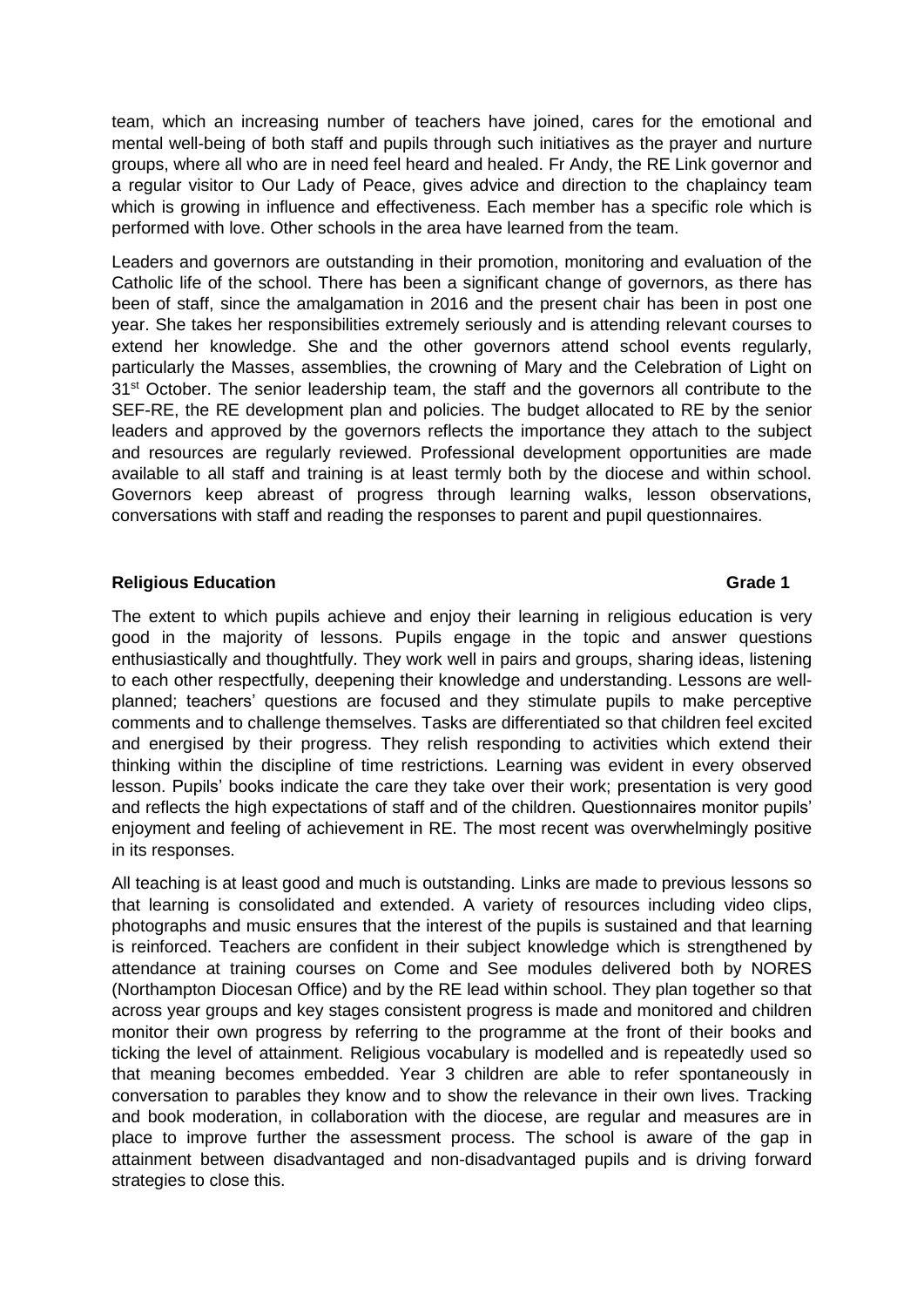team, which an increasing number of teachers have joined, cares for the emotional and mental well-being of both staff and pupils through such initiatives as the prayer and nurture groups, where all who are in need feel heard and healed. Fr Andy, the RE Link governor and a regular visitor to Our Lady of Peace, gives advice and direction to the chaplaincy team which is growing in influence and effectiveness. Each member has a specific role which is performed with love. Other schools in the area have learned from the team.

Leaders and governors are outstanding in their promotion, monitoring and evaluation of the Catholic life of the school. There has been a significant change of governors, as there has been of staff, since the amalgamation in 2016 and the present chair has been in post one year. She takes her responsibilities extremely seriously and is attending relevant courses to extend her knowledge. She and the other governors attend school events regularly, particularly the Masses, assemblies, the crowning of Mary and the Celebration of Light on 31st October. The senior leadership team, the staff and the governors all contribute to the SEF-RE, the RE development plan and policies. The budget allocated to RE by the senior leaders and approved by the governors reflects the importance they attach to the subject and resources are regularly reviewed. Professional development opportunities are made available to all staff and training is at least termly both by the diocese and within school. Governors keep abreast of progress through learning walks, lesson observations, conversations with staff and reading the responses to parent and pupil questionnaires.

## Religious Education — Grade 1

The extent to which pupils achieve and enjoy their learning in religious education is very good in the majority of lessons. Pupils engage in the topic and answer questions enthusiastically and thoughtfully. They work well in pairs and groups, sharing ideas, listening to each other respectfully, deepening their knowledge and understanding. Lessons are well-planned; teachers' questions are focused and they stimulate pupils to make perceptive comments and to challenge themselves. Tasks are differentiated so that children feel excited and energised by their progress. They relish responding to activities which extend their thinking within the discipline of time restrictions. Learning was evident in every observed lesson. Pupils' books indicate the care they take over their work; presentation is very good and reflects the high expectations of staff and of the children. Questionnaires monitor pupils' enjoyment and feeling of achievement in RE. The most recent was overwhelmingly positive in its responses.

All teaching is at least good and much is outstanding. Links are made to previous lessons so that learning is consolidated and extended. A variety of resources including video clips, photographs and music ensures that the interest of the pupils is sustained and that learning is reinforced. Teachers are confident in their subject knowledge which is strengthened by attendance at training courses on Come and See modules delivered both by NORES (Northampton Diocesan Office) and by the RE lead within school. They plan together so that across year groups and key stages consistent progress is made and monitored and children monitor their own progress by referring to the programme at the front of their books and ticking the level of attainment. Religious vocabulary is modelled and is repeatedly used so that meaning becomes embedded. Year 3 children are able to refer spontaneously in conversation to parables they know and to show the relevance in their own lives. Tracking and book moderation, in collaboration with the diocese, are regular and measures are in place to improve further the assessment process. The school is aware of the gap in attainment between disadvantaged and non-disadvantaged pupils and is driving forward strategies to close this.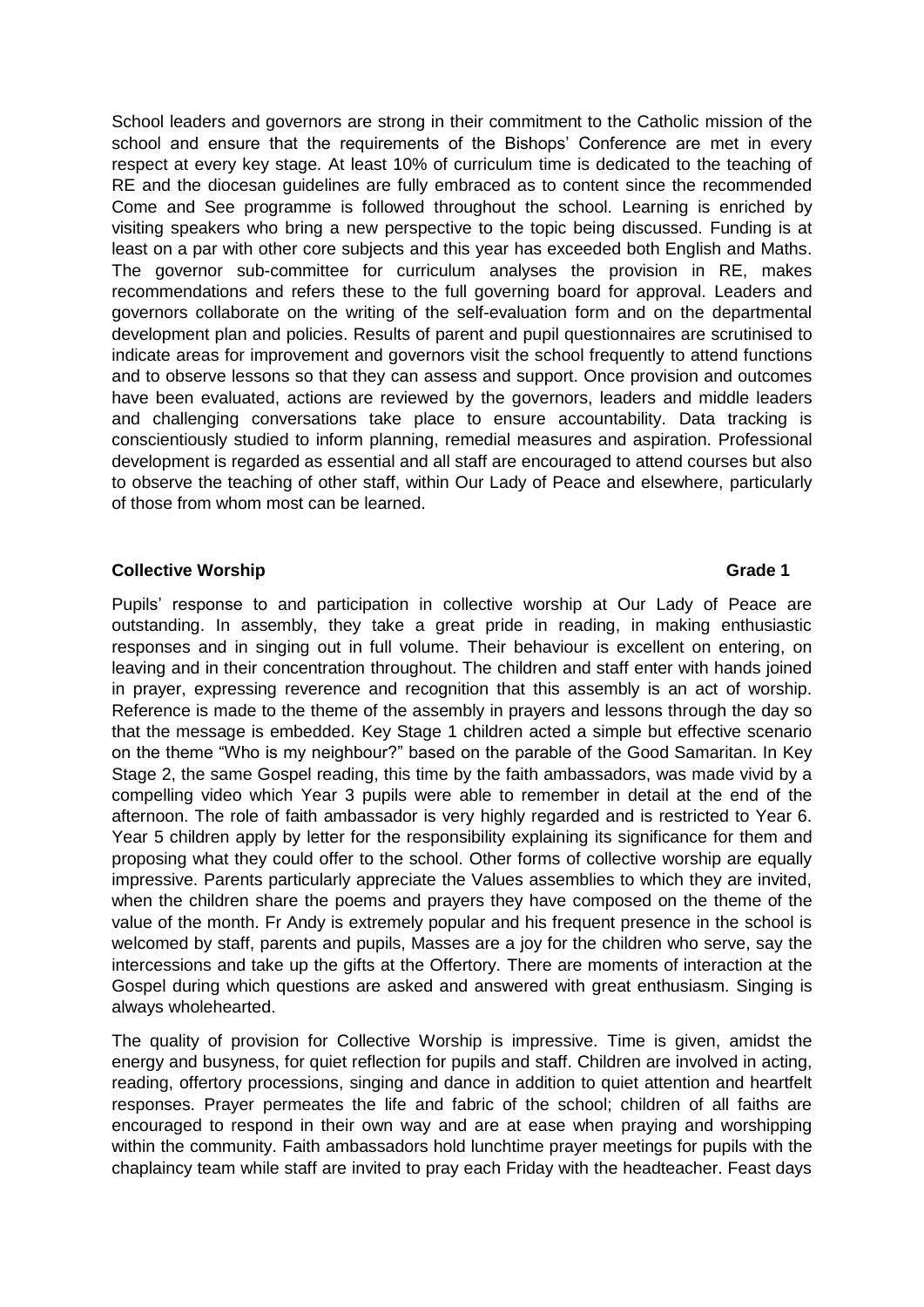School leaders and governors are strong in their commitment to the Catholic mission of the school and ensure that the requirements of the Bishops' Conference are met in every respect at every key stage. At least 10% of curriculum time is dedicated to the teaching of RE and the diocesan guidelines are fully embraced as to content since the recommended Come and See programme is followed throughout the school. Learning is enriched by visiting speakers who bring a new perspective to the topic being discussed. Funding is at least on a par with other core subjects and this year has exceeded both English and Maths. The governor sub-committee for curriculum analyses the provision in RE, makes recommendations and refers these to the full governing board for approval. Leaders and governors collaborate on the writing of the self-evaluation form and on the departmental development plan and policies. Results of parent and pupil questionnaires are scrutinised to indicate areas for improvement and governors visit the school frequently to attend functions and to observe lessons so that they can assess and support. Once provision and outcomes have been evaluated, actions are reviewed by the governors, leaders and middle leaders and challenging conversations take place to ensure accountability. Data tracking is conscientiously studied to inform planning, remedial measures and aspiration. Professional development is regarded as essential and all staff are encouraged to attend courses but also to observe the teaching of other staff, within Our Lady of Peace and elsewhere, particularly of those from whom most can be learned.

**Collective Worship** **Grade 1**

Pupils' response to and participation in collective worship at Our Lady of Peace are outstanding. In assembly, they take a great pride in reading, in making enthusiastic responses and in singing out in full volume. Their behaviour is excellent on entering, on leaving and in their concentration throughout. The children and staff enter with hands joined in prayer, expressing reverence and recognition that this assembly is an act of worship. Reference is made to the theme of the assembly in prayers and lessons through the day so that the message is embedded. Key Stage 1 children acted a simple but effective scenario on the theme "Who is my neighbour?" based on the parable of the Good Samaritan. In Key Stage 2, the same Gospel reading, this time by the faith ambassadors, was made vivid by a compelling video which Year 3 pupils were able to remember in detail at the end of the afternoon. The role of faith ambassador is very highly regarded and is restricted to Year 6. Year 5 children apply by letter for the responsibility explaining its significance for them and proposing what they could offer to the school. Other forms of collective worship are equally impressive. Parents particularly appreciate the Values assemblies to which they are invited, when the children share the poems and prayers they have composed on the theme of the value of the month. Fr Andy is extremely popular and his frequent presence in the school is welcomed by staff, parents and pupils, Masses are a joy for the children who serve, say the intercessions and take up the gifts at the Offertory. There are moments of interaction at the Gospel during which questions are asked and answered with great enthusiasm. Singing is always wholehearted.

The quality of provision for Collective Worship is impressive. Time is given, amidst the energy and busyness, for quiet reflection for pupils and staff. Children are involved in acting, reading, offertory processions, singing and dance in addition to quiet attention and heartfelt responses. Prayer permeates the life and fabric of the school; children of all faiths are encouraged to respond in their own way and are at ease when praying and worshipping within the community. Faith ambassadors hold lunchtime prayer meetings for pupils with the chaplaincy team while staff are invited to pray each Friday with the headteacher. Feast days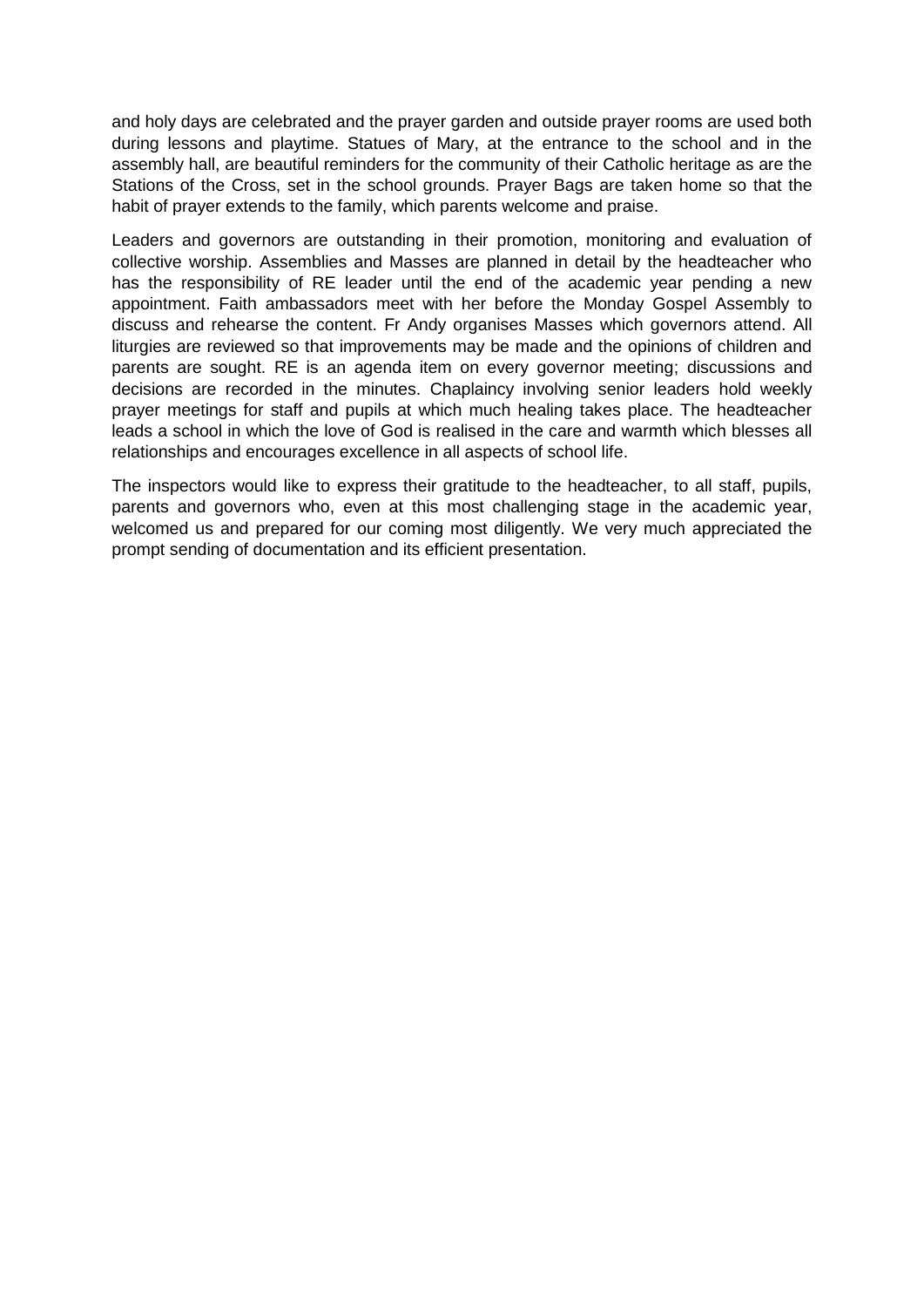and holy days are celebrated and the prayer garden and outside prayer rooms are used both during lessons and playtime. Statues of Mary, at the entrance to the school and in the assembly hall, are beautiful reminders for the community of their Catholic heritage as are the Stations of the Cross, set in the school grounds. Prayer Bags are taken home so that the habit of prayer extends to the family, which parents welcome and praise.

Leaders and governors are outstanding in their promotion, monitoring and evaluation of collective worship. Assemblies and Masses are planned in detail by the headteacher who has the responsibility of RE leader until the end of the academic year pending a new appointment. Faith ambassadors meet with her before the Monday Gospel Assembly to discuss and rehearse the content. Fr Andy organises Masses which governors attend. All liturgies are reviewed so that improvements may be made and the opinions of children and parents are sought. RE is an agenda item on every governor meeting; discussions and decisions are recorded in the minutes. Chaplaincy involving senior leaders hold weekly prayer meetings for staff and pupils at which much healing takes place. The headteacher leads a school in which the love of God is realised in the care and warmth which blesses all relationships and encourages excellence in all aspects of school life.

The inspectors would like to express their gratitude to the headteacher, to all staff, pupils, parents and governors who, even at this most challenging stage in the academic year, welcomed us and prepared for our coming most diligently. We very much appreciated the prompt sending of documentation and its efficient presentation.